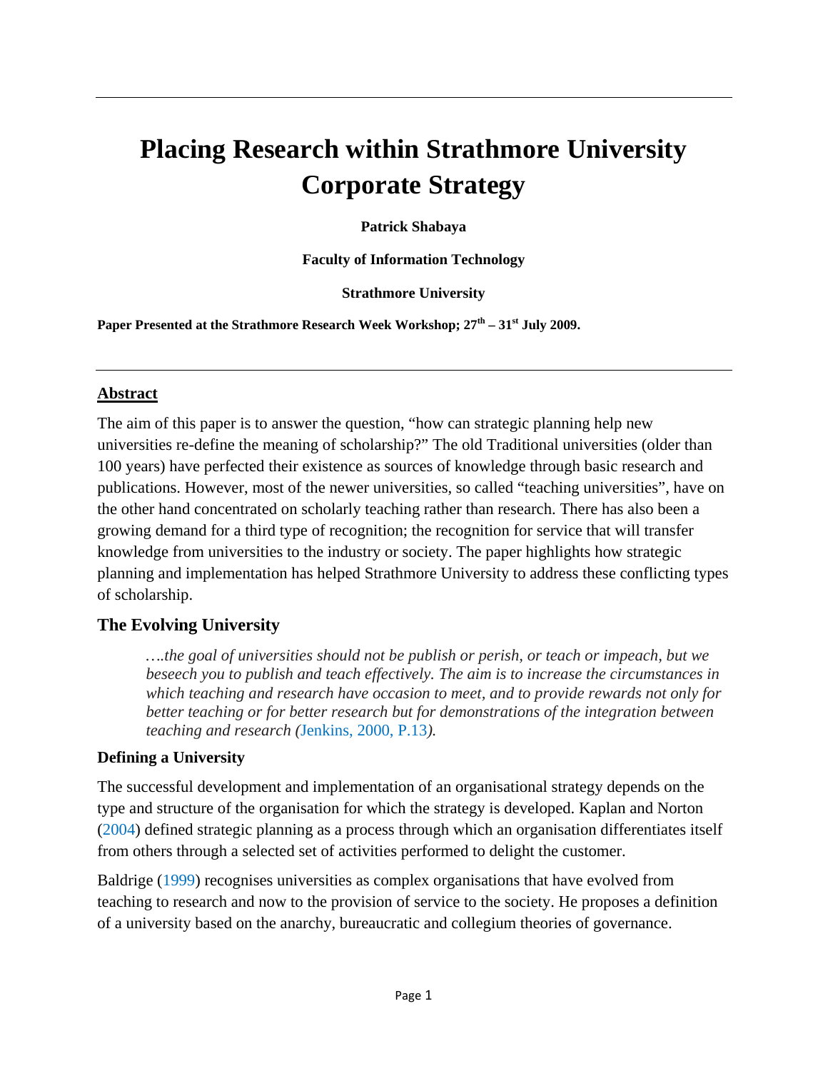# Placing Research within Strathmore University Corporate Strategy

**Patrick Shabaya**

**Faculty of Information Technology**

**Strathmore University**

**Paper Presented at the Strathmore Research Week Workshop; 27th – 31st July 2009.**

---

## Abstract

The aim of this paper is to answer the question, "how can strategic planning help new universities re-define the meaning of scholarship?" The old Traditional universities (older than 100 years) have perfected their existence as sources of knowledge through basic research and publications. However, most of the newer universities, so called "teaching universities", have on the other hand concentrated on scholarly teaching rather than research. There has also been a growing demand for a third type of recognition; the recognition for service that will transfer knowledge from universities to the industry or society. The paper highlights how strategic planning and implementation has helped Strathmore University to address these conflicting types of scholarship.

## The Evolving University

> *….the goal of universities should not be publish or perish, or teach or impeach, but we beseech you to publish and teach effectively. The aim is to increase the circumstances in which teaching and research have occasion to meet, and to provide rewards not only for better teaching or for better research but for demonstrations of the integration between teaching and research (*Jenkins, 2000, P.13*).*

### Defining a University

The successful development and implementation of an organisational strategy depends on the type and structure of the organisation for which the strategy is developed. Kaplan and Norton (2004) defined strategic planning as a process through which an organisation differentiates itself from others through a selected set of activities performed to delight the customer.

Baldrige (1999) recognises universities as complex organisations that have evolved from teaching to research and now to the provision of service to the society. He proposes a definition of a university based on the anarchy, bureaucratic and collegium theories of governance.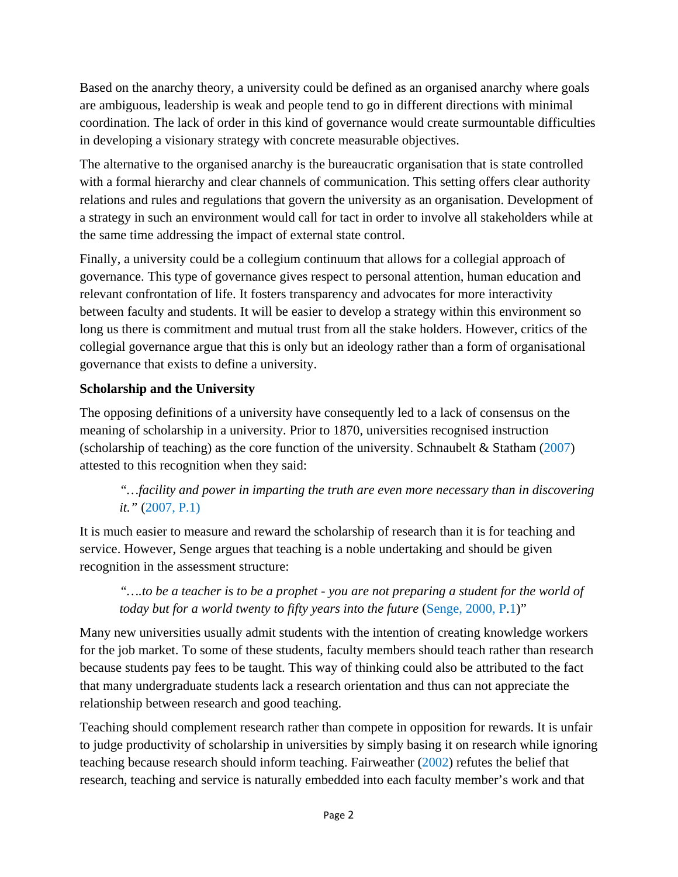Based on the anarchy theory, a university could be defined as an organised anarchy where goals are ambiguous, leadership is weak and people tend to go in different directions with minimal coordination. The lack of order in this kind of governance would create surmountable difficulties in developing a visionary strategy with concrete measurable objectives.

The alternative to the organised anarchy is the bureaucratic organisation that is state controlled with a formal hierarchy and clear channels of communication. This setting offers clear authority relations and rules and regulations that govern the university as an organisation. Development of a strategy in such an environment would call for tact in order to involve all stakeholders while at the same time addressing the impact of external state control.

Finally, a university could be a collegium continuum that allows for a collegial approach of governance. This type of governance gives respect to personal attention, human education and relevant confrontation of life. It fosters transparency and advocates for more interactivity between faculty and students. It will be easier to develop a strategy within this environment so long us there is commitment and mutual trust from all the stake holders. However, critics of the collegial governance argue that this is only but an ideology rather than a form of organisational governance that exists to define a university.

**Scholarship and the University**

The opposing definitions of a university have consequently led to a lack of consensus on the meaning of scholarship in a university. Prior to 1870, universities recognised instruction (scholarship of teaching) as the core function of the university. Schnaubelt & Statham (2007) attested to this recognition when they said:

> *"…facility and power in imparting the truth are even more necessary than in discovering it."* (2007, P.1)

It is much easier to measure and reward the scholarship of research than it is for teaching and service. However, Senge argues that teaching is a noble undertaking and should be given recognition in the assessment structure:

> *"….to be a teacher is to be a prophet - you are not preparing a student for the world of today but for a world twenty to fifty years into the future* (Senge, 2000, P.1)"

Many new universities usually admit students with the intention of creating knowledge workers for the job market. To some of these students, faculty members should teach rather than research because students pay fees to be taught. This way of thinking could also be attributed to the fact that many undergraduate students lack a research orientation and thus can not appreciate the relationship between research and good teaching.

Teaching should complement research rather than compete in opposition for rewards. It is unfair to judge productivity of scholarship in universities by simply basing it on research while ignoring teaching because research should inform teaching. Fairweather (2002) refutes the belief that research, teaching and service is naturally embedded into each faculty member's work and that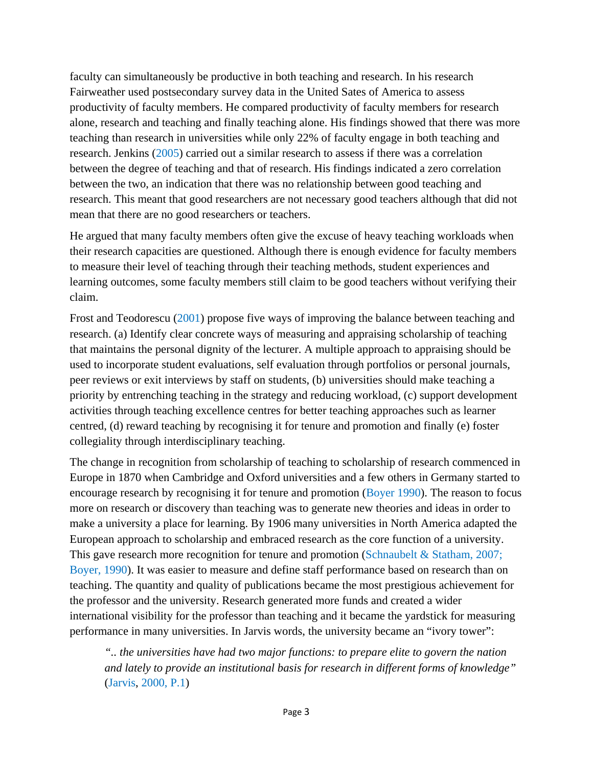faculty can simultaneously be productive in both teaching and research. In his research Fairweather used postsecondary survey data in the United Sates of America to assess productivity of faculty members. He compared productivity of faculty members for research alone, research and teaching and finally teaching alone. His findings showed that there was more teaching than research in universities while only 22% of faculty engage in both teaching and research. Jenkins (2005) carried out a similar research to assess if there was a correlation between the degree of teaching and that of research. His findings indicated a zero correlation between the two, an indication that there was no relationship between good teaching and research. This meant that good researchers are not necessary good teachers although that did not mean that there are no good researchers or teachers.

He argued that many faculty members often give the excuse of heavy teaching workloads when their research capacities are questioned. Although there is enough evidence for faculty members to measure their level of teaching through their teaching methods, student experiences and learning outcomes, some faculty members still claim to be good teachers without verifying their claim.

Frost and Teodorescu (2001) propose five ways of improving the balance between teaching and research. (a) Identify clear concrete ways of measuring and appraising scholarship of teaching that maintains the personal dignity of the lecturer. A multiple approach to appraising should be used to incorporate student evaluations, self evaluation through portfolios or personal journals, peer reviews or exit interviews by staff on students, (b) universities should make teaching a priority by entrenching teaching in the strategy and reducing workload, (c) support development activities through teaching excellence centres for better teaching approaches such as learner centred, (d) reward teaching by recognising it for tenure and promotion and finally (e) foster collegiality through interdisciplinary teaching.

The change in recognition from scholarship of teaching to scholarship of research commenced in Europe in 1870 when Cambridge and Oxford universities and a few others in Germany started to encourage research by recognising it for tenure and promotion (Boyer 1990). The reason to focus more on research or discovery than teaching was to generate new theories and ideas in order to make a university a place for learning. By 1906 many universities in North America adapted the European approach to scholarship and embraced research as the core function of a university. This gave research more recognition for tenure and promotion (Schnaubelt & Statham, 2007; Boyer, 1990). It was easier to measure and define staff performance based on research than on teaching. The quantity and quality of publications became the most prestigious achievement for the professor and the university. Research generated more funds and created a wider international visibility for the professor than teaching and it became the yardstick for measuring performance in many universities. In Jarvis words, the university became an "ivory tower":

> *".. the universities have had two major functions: to prepare elite to govern the nation and lately to provide an institutional basis for research in different forms of knowledge"* (Jarvis, 2000, P.1)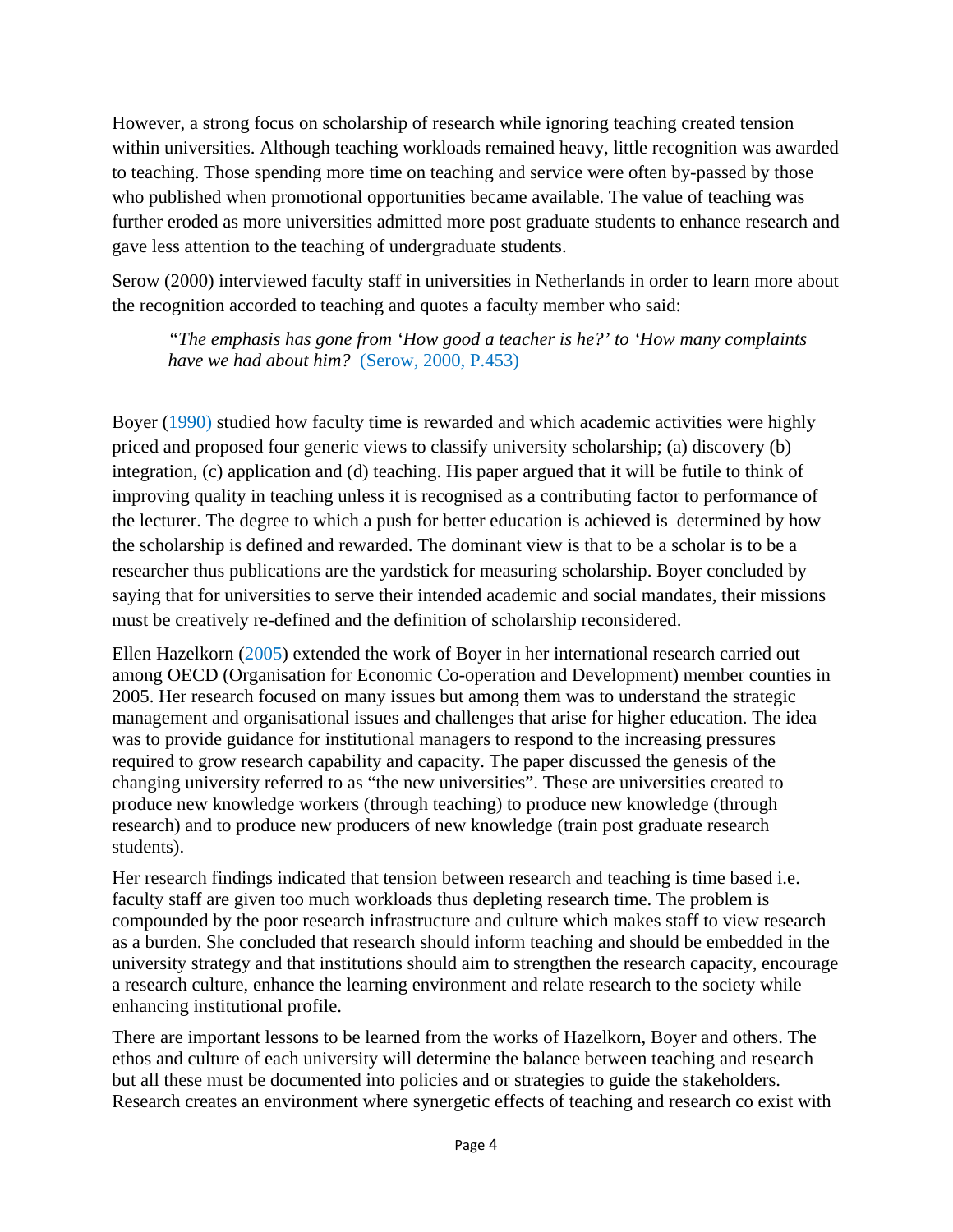However, a strong focus on scholarship of research while ignoring teaching created tension within universities. Although teaching workloads remained heavy, little recognition was awarded to teaching. Those spending more time on teaching and service were often by-passed by those who published when promotional opportunities became available. The value of teaching was further eroded as more universities admitted more post graduate students to enhance research and gave less attention to the teaching of undergraduate students.

Serow (2000) interviewed faculty staff in universities in Netherlands in order to learn more about the recognition accorded to teaching and quotes a faculty member who said:

> *"The emphasis has gone from 'How good a teacher is he?' to 'How many complaints have we had about him?* (Serow, 2000, P.453)

Boyer (1990) studied how faculty time is rewarded and which academic activities were highly priced and proposed four generic views to classify university scholarship; (a) discovery (b) integration, (c) application and (d) teaching. His paper argued that it will be futile to think of improving quality in teaching unless it is recognised as a contributing factor to performance of the lecturer. The degree to which a push for better education is achieved is determined by how the scholarship is defined and rewarded. The dominant view is that to be a scholar is to be a researcher thus publications are the yardstick for measuring scholarship. Boyer concluded by saying that for universities to serve their intended academic and social mandates, their missions must be creatively re-defined and the definition of scholarship reconsidered.

Ellen Hazelkorn (2005) extended the work of Boyer in her international research carried out among OECD (Organisation for Economic Co-operation and Development) member counties in 2005. Her research focused on many issues but among them was to understand the strategic management and organisational issues and challenges that arise for higher education. The idea was to provide guidance for institutional managers to respond to the increasing pressures required to grow research capability and capacity. The paper discussed the genesis of the changing university referred to as "the new universities". These are universities created to produce new knowledge workers (through teaching) to produce new knowledge (through research) and to produce new producers of new knowledge (train post graduate research students).

Her research findings indicated that tension between research and teaching is time based i.e. faculty staff are given too much workloads thus depleting research time. The problem is compounded by the poor research infrastructure and culture which makes staff to view research as a burden. She concluded that research should inform teaching and should be embedded in the university strategy and that institutions should aim to strengthen the research capacity, encourage a research culture, enhance the learning environment and relate research to the society while enhancing institutional profile.

There are important lessons to be learned from the works of Hazelkorn, Boyer and others. The ethos and culture of each university will determine the balance between teaching and research but all these must be documented into policies and or strategies to guide the stakeholders. Research creates an environment where synergetic effects of teaching and research co exist with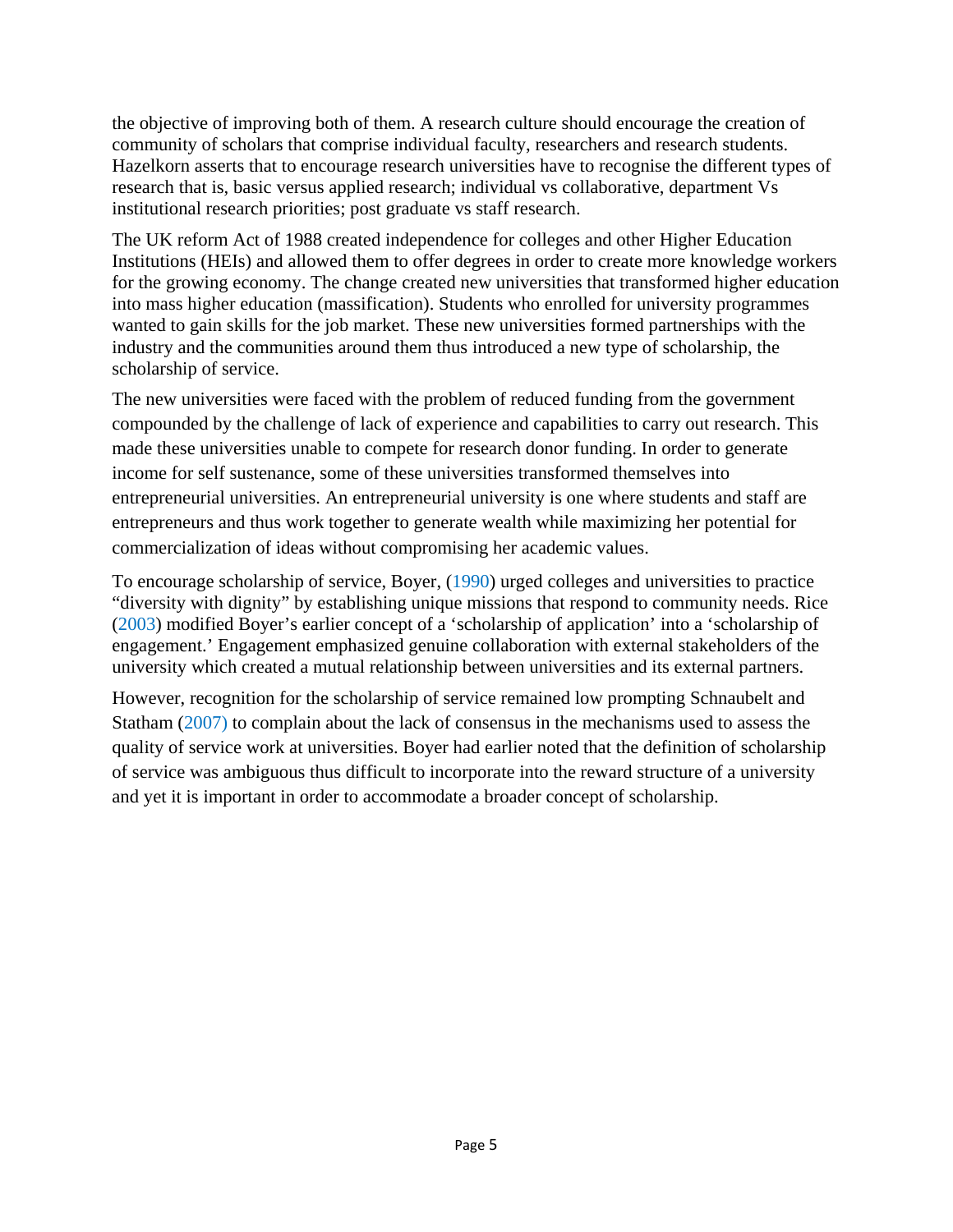the objective of improving both of them. A research culture should encourage the creation of community of scholars that comprise individual faculty, researchers and research students. Hazelkorn asserts that to encourage research universities have to recognise the different types of research that is, basic versus applied research; individual vs collaborative, department Vs institutional research priorities; post graduate vs staff research.

The UK reform Act of 1988 created independence for colleges and other Higher Education Institutions (HEIs) and allowed them to offer degrees in order to create more knowledge workers for the growing economy. The change created new universities that transformed higher education into mass higher education (massification). Students who enrolled for university programmes wanted to gain skills for the job market. These new universities formed partnerships with the industry and the communities around them thus introduced a new type of scholarship, the scholarship of service.

The new universities were faced with the problem of reduced funding from the government compounded by the challenge of lack of experience and capabilities to carry out research. This made these universities unable to compete for research donor funding. In order to generate income for self sustenance, some of these universities transformed themselves into entrepreneurial universities. An entrepreneurial university is one where students and staff are entrepreneurs and thus work together to generate wealth while maximizing her potential for commercialization of ideas without compromising her academic values.

To encourage scholarship of service, Boyer, (1990) urged colleges and universities to practice "diversity with dignity" by establishing unique missions that respond to community needs. Rice (2003) modified Boyer's earlier concept of a 'scholarship of application' into a 'scholarship of engagement.' Engagement emphasized genuine collaboration with external stakeholders of the university which created a mutual relationship between universities and its external partners.

However, recognition for the scholarship of service remained low prompting Schnaubelt and Statham (2007) to complain about the lack of consensus in the mechanisms used to assess the quality of service work at universities. Boyer had earlier noted that the definition of scholarship of service was ambiguous thus difficult to incorporate into the reward structure of a university and yet it is important in order to accommodate a broader concept of scholarship.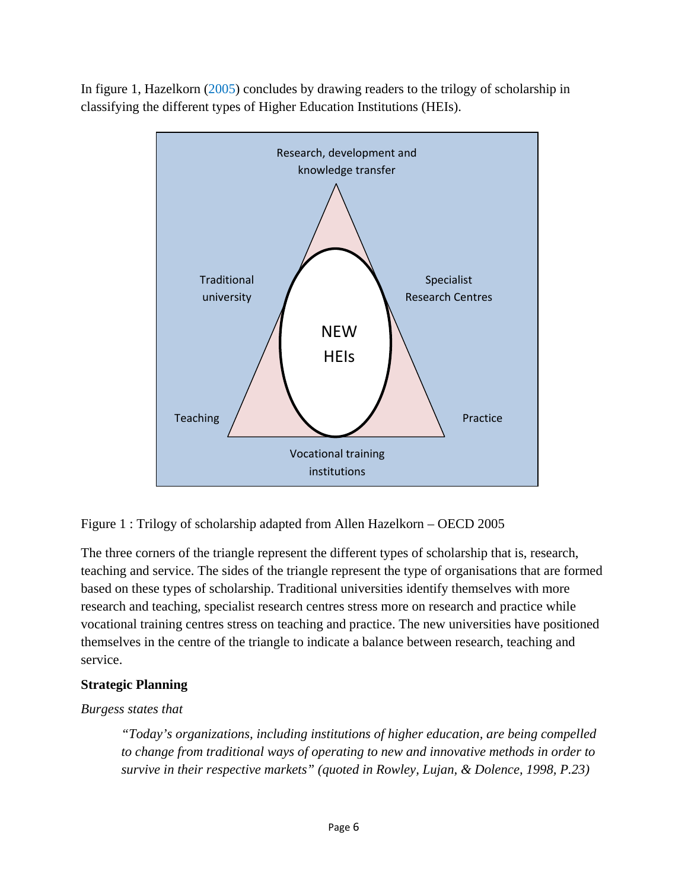In figure 1, Hazelkorn (2005) concludes by drawing readers to the trilogy of scholarship in classifying the different types of Higher Education Institutions (HEIs).

Research, development and knowledge transfer

Traditional university

Specialist Research Centres

NEW HEIs

Teaching

Practice

Vocational training institutions

Figure 1 : Trilogy of scholarship adapted from Allen Hazelkorn – OECD 2005

The three corners of the triangle represent the different types of scholarship that is, research, teaching and service. The sides of the triangle represent the type of organisations that are formed based on these types of scholarship. Traditional universities identify themselves with more research and teaching, specialist research centres stress more on research and practice while vocational training centres stress on teaching and practice. The new universities have positioned themselves in the centre of the triangle to indicate a balance between research, teaching and service.

**Strategic Planning**

*Burgess states that*

> *"Today's organizations, including institutions of higher education, are being compelled to change from traditional ways of operating to new and innovative methods in order to survive in their respective markets" (quoted in Rowley, Lujan, & Dolence, 1998, P.23)*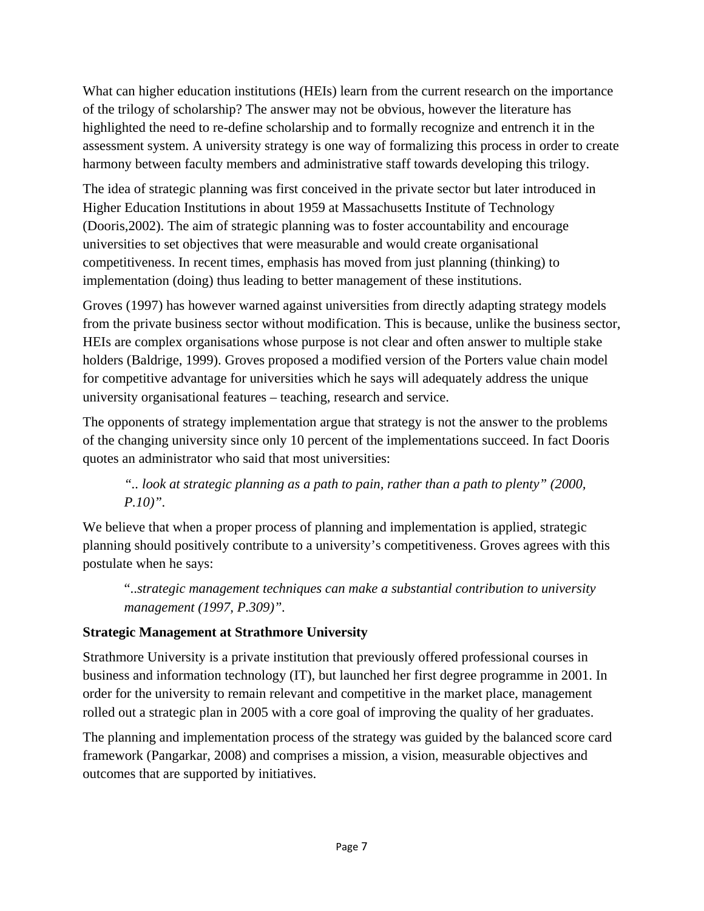What can higher education institutions (HEIs) learn from the current research on the importance of the trilogy of scholarship? The answer may not be obvious, however the literature has highlighted the need to re-define scholarship and to formally recognize and entrench it in the assessment system. A university strategy is one way of formalizing this process in order to create harmony between faculty members and administrative staff towards developing this trilogy.

The idea of strategic planning was first conceived in the private sector but later introduced in Higher Education Institutions in about 1959 at Massachusetts Institute of Technology (Dooris,2002). The aim of strategic planning was to foster accountability and encourage universities to set objectives that were measurable and would create organisational competitiveness. In recent times, emphasis has moved from just planning (thinking) to implementation (doing) thus leading to better management of these institutions.

Groves (1997) has however warned against universities from directly adapting strategy models from the private business sector without modification. This is because, unlike the business sector, HEIs are complex organisations whose purpose is not clear and often answer to multiple stake holders (Baldrige, 1999). Groves proposed a modified version of the Porters value chain model for competitive advantage for universities which he says will adequately address the unique university organisational features – teaching, research and service.

The opponents of strategy implementation argue that strategy is not the answer to the problems of the changing university since only 10 percent of the implementations succeed. In fact Dooris quotes an administrator who said that most universities:

> *".. look at strategic planning as a path to pain, rather than a path to plenty" (2000, P.10)".*

We believe that when a proper process of planning and implementation is applied, strategic planning should positively contribute to a university's competitiveness. Groves agrees with this postulate when he says:

> "*..strategic management techniques can make a substantial contribution to university management (1997, P.309)".*

**Strategic Management at Strathmore University**

Strathmore University is a private institution that previously offered professional courses in business and information technology (IT), but launched her first degree programme in 2001. In order for the university to remain relevant and competitive in the market place, management rolled out a strategic plan in 2005 with a core goal of improving the quality of her graduates.

The planning and implementation process of the strategy was guided by the balanced score card framework (Pangarkar, 2008) and comprises a mission, a vision, measurable objectives and outcomes that are supported by initiatives.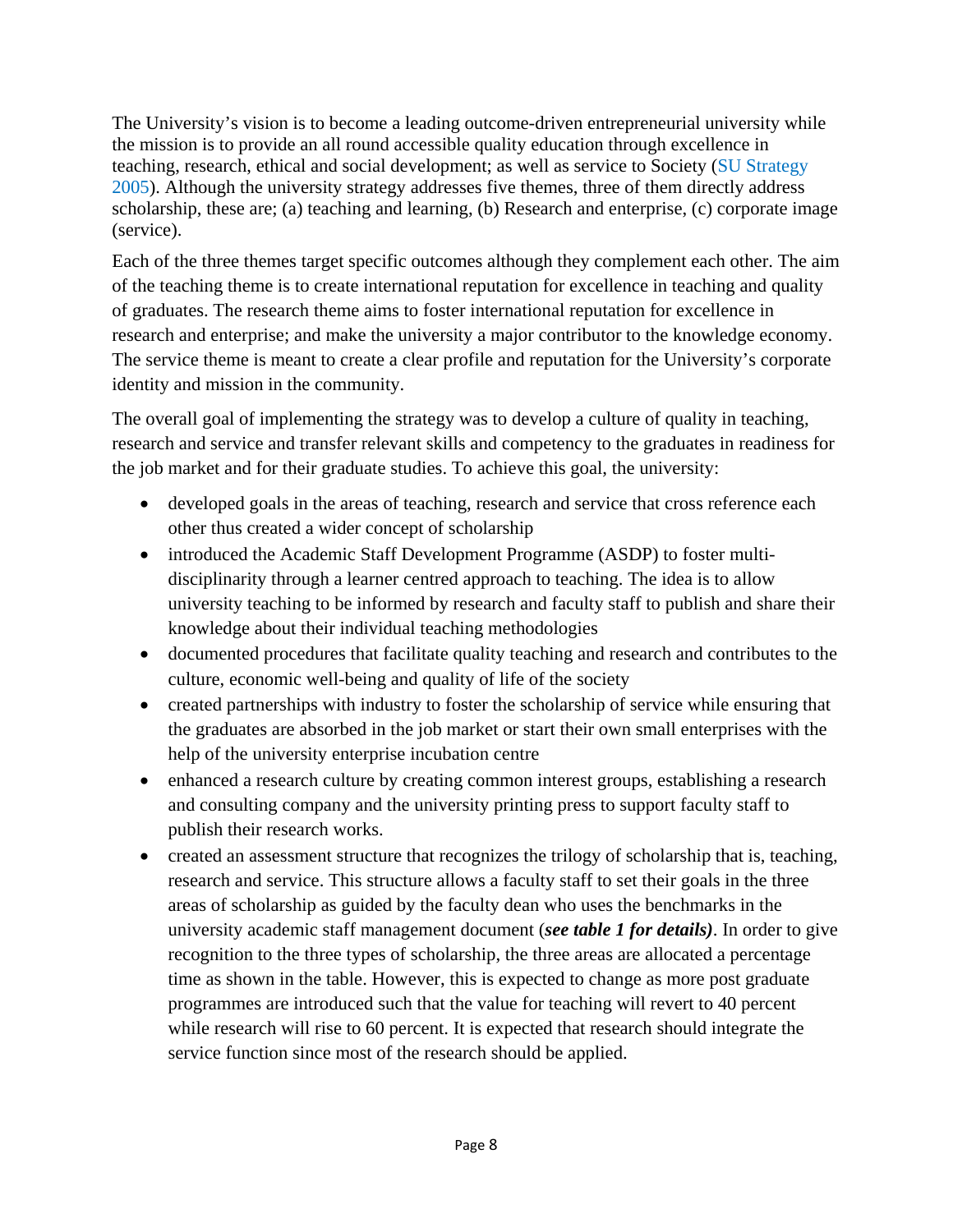The University's vision is to become a leading outcome-driven entrepreneurial university while the mission is to provide an all round accessible quality education through excellence in teaching, research, ethical and social development; as well as service to Society (SU Strategy 2005). Although the university strategy addresses five themes, three of them directly address scholarship, these are; (a) teaching and learning, (b) Research and enterprise, (c) corporate image (service).

Each of the three themes target specific outcomes although they complement each other. The aim of the teaching theme is to create international reputation for excellence in teaching and quality of graduates. The research theme aims to foster international reputation for excellence in research and enterprise; and make the university a major contributor to the knowledge economy. The service theme is meant to create a clear profile and reputation for the University's corporate identity and mission in the community.

The overall goal of implementing the strategy was to develop a culture of quality in teaching, research and service and transfer relevant skills and competency to the graduates in readiness for the job market and for their graduate studies. To achieve this goal, the university:

- developed goals in the areas of teaching, research and service that cross reference each other thus created a wider concept of scholarship
- introduced the Academic Staff Development Programme (ASDP) to foster multi-disciplinarity through a learner centred approach to teaching. The idea is to allow university teaching to be informed by research and faculty staff to publish and share their knowledge about their individual teaching methodologies
- documented procedures that facilitate quality teaching and research and contributes to the culture, economic well-being and quality of life of the society
- created partnerships with industry to foster the scholarship of service while ensuring that the graduates are absorbed in the job market or start their own small enterprises with the help of the university enterprise incubation centre
- enhanced a research culture by creating common interest groups, establishing a research and consulting company and the university printing press to support faculty staff to publish their research works.
- created an assessment structure that recognizes the trilogy of scholarship that is, teaching, research and service. This structure allows a faculty staff to set their goals in the three areas of scholarship as guided by the faculty dean who uses the benchmarks in the university academic staff management document (***see table 1 for details)***. In order to give recognition to the three types of scholarship, the three areas are allocated a percentage time as shown in the table. However, this is expected to change as more post graduate programmes are introduced such that the value for teaching will revert to 40 percent while research will rise to 60 percent. It is expected that research should integrate the service function since most of the research should be applied.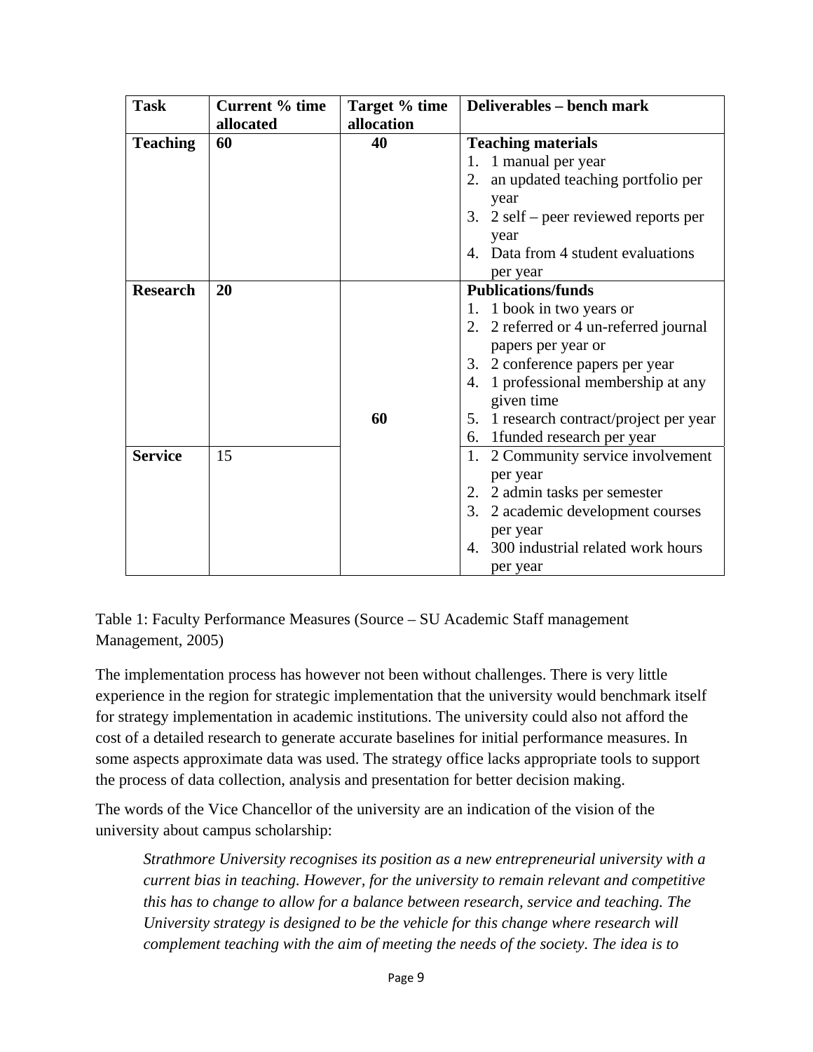| Task | Current % time allocated | Target % time allocation | Deliverables – bench mark |
|---|---|---|---|
| **Teaching** | **60** | **40** | **Teaching materials**<br>1. 1 manual per year<br>2. an updated teaching portfolio per year<br>3. 2 self – peer reviewed reports per year<br>4. Data from 4 student evaluations per year |
| **Research** | **20** | **60** | **Publications/funds**<br>1. 1 book in two years or<br>2. 2 referred or 4 un-referred journal papers per year or<br>3. 2 conference papers per year<br>4. 1 professional membership at any given time<br>5. 1 research contract/project per year<br>6. 1funded research per year |
| **Service** | 15 | | 1. 2 Community service involvement per year<br>2. 2 admin tasks per semester<br>3. 2 academic development courses per year<br>4. 300 industrial related work hours per year |

Table 1: Faculty Performance Measures (Source – SU Academic Staff management Management, 2005)

The implementation process has however not been without challenges. There is very little experience in the region for strategic implementation that the university would benchmark itself for strategy implementation in academic institutions. The university could also not afford the cost of a detailed research to generate accurate baselines for initial performance measures. In some aspects approximate data was used. The strategy office lacks appropriate tools to support the process of data collection, analysis and presentation for better decision making.

The words of the Vice Chancellor of the university are an indication of the vision of the university about campus scholarship:

> *Strathmore University recognises its position as a new entrepreneurial university with a current bias in teaching. However, for the university to remain relevant and competitive this has to change to allow for a balance between research, service and teaching. The University strategy is designed to be the vehicle for this change where research will complement teaching with the aim of meeting the needs of the society. The idea is to*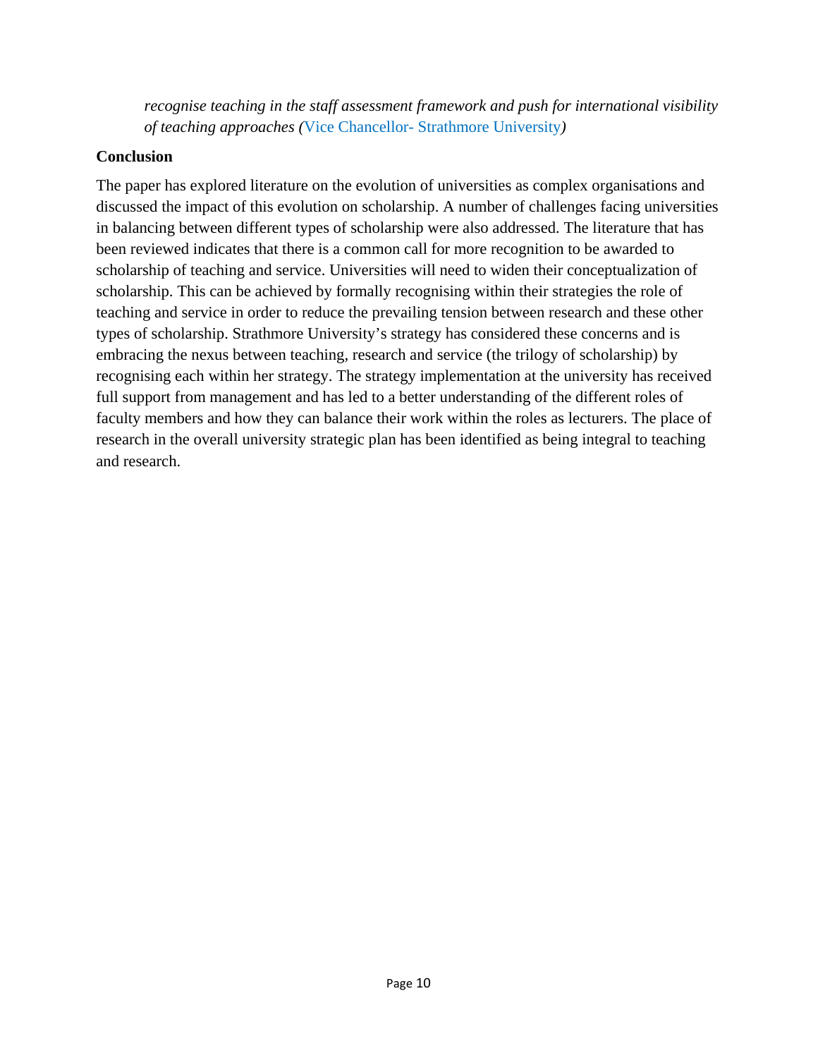*recognise teaching in the staff assessment framework and push for international visibility of teaching approaches (*Vice Chancellor- Strathmore University*)*

**Conclusion**

The paper has explored literature on the evolution of universities as complex organisations and discussed the impact of this evolution on scholarship. A number of challenges facing universities in balancing between different types of scholarship were also addressed. The literature that has been reviewed indicates that there is a common call for more recognition to be awarded to scholarship of teaching and service. Universities will need to widen their conceptualization of scholarship. This can be achieved by formally recognising within their strategies the role of teaching and service in order to reduce the prevailing tension between research and these other types of scholarship. Strathmore University's strategy has considered these concerns and is embracing the nexus between teaching, research and service (the trilogy of scholarship) by recognising each within her strategy. The strategy implementation at the university has received full support from management and has led to a better understanding of the different roles of faculty members and how they can balance their work within the roles as lecturers. The place of research in the overall university strategic plan has been identified as being integral to teaching and research.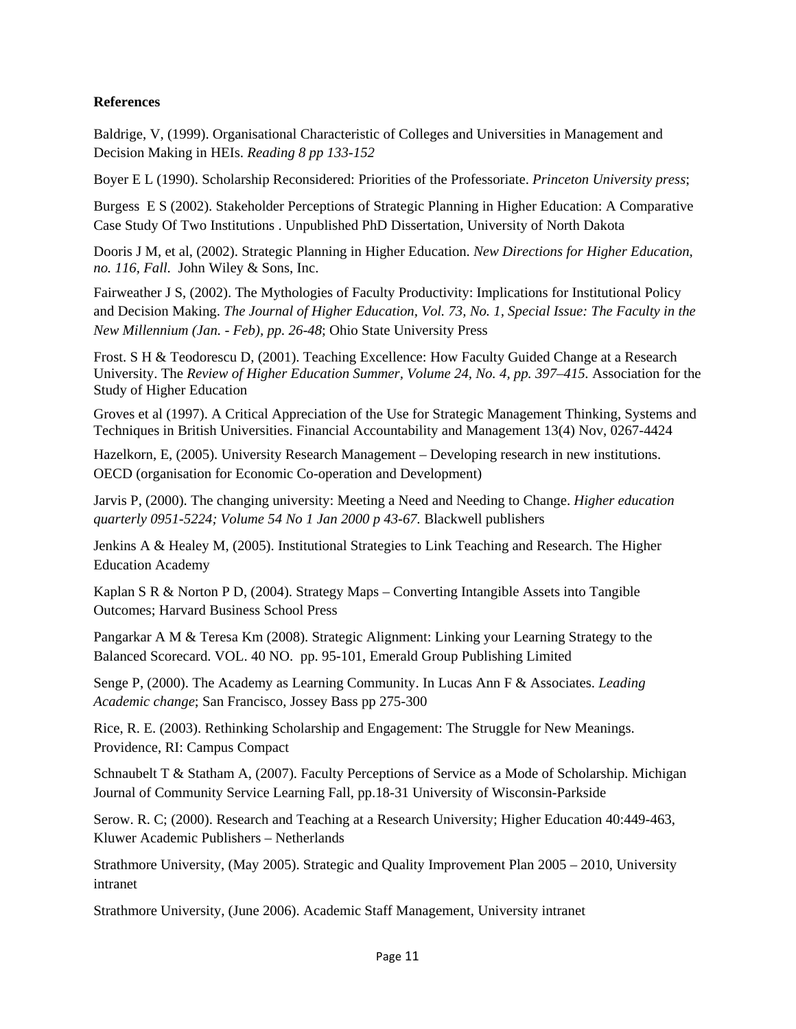**References**

Baldrige, V, (1999). Organisational Characteristic of Colleges and Universities in Management and Decision Making in HEIs. *Reading 8 pp 133-152*

Boyer E L (1990). Scholarship Reconsidered: Priorities of the Professoriate. *Princeton University press*;

Burgess E S (2002). Stakeholder Perceptions of Strategic Planning in Higher Education: A Comparative Case Study Of Two Institutions . Unpublished PhD Dissertation, University of North Dakota

Dooris J M, et al, (2002). Strategic Planning in Higher Education. *New Directions for Higher Education, no. 116, Fall.* John Wiley & Sons, Inc.

Fairweather J S, (2002). The Mythologies of Faculty Productivity: Implications for Institutional Policy and Decision Making. *The Journal of Higher Education, Vol. 73, No. 1, Special Issue: The Faculty in the New Millennium (Jan. - Feb), pp. 26-48*; Ohio State University Press

Frost. S H & Teodorescu D, (2001). Teaching Excellence: How Faculty Guided Change at a Research University. The *Review of Higher Education Summer, Volume 24, No. 4, pp. 397–415.* Association for the Study of Higher Education

Groves et al (1997). A Critical Appreciation of the Use for Strategic Management Thinking, Systems and Techniques in British Universities. Financial Accountability and Management 13(4) Nov, 0267-4424

Hazelkorn, E, (2005). University Research Management – Developing research in new institutions. OECD (organisation for Economic Co-operation and Development)

Jarvis P, (2000). The changing university: Meeting a Need and Needing to Change. *Higher education quarterly 0951-5224; Volume 54 No 1 Jan 2000 p 43-67.* Blackwell publishers

Jenkins A & Healey M, (2005). Institutional Strategies to Link Teaching and Research. The Higher Education Academy

Kaplan S R & Norton P D, (2004). Strategy Maps – Converting Intangible Assets into Tangible Outcomes; Harvard Business School Press

Pangarkar A M & Teresa Km (2008). Strategic Alignment: Linking your Learning Strategy to the Balanced Scorecard. VOL. 40 NO. pp. 95-101, Emerald Group Publishing Limited

Senge P, (2000). The Academy as Learning Community. In Lucas Ann F & Associates. *Leading Academic change*; San Francisco, Jossey Bass pp 275-300

Rice, R. E. (2003). Rethinking Scholarship and Engagement: The Struggle for New Meanings. Providence, RI: Campus Compact

Schnaubelt T & Statham A, (2007). Faculty Perceptions of Service as a Mode of Scholarship. Michigan Journal of Community Service Learning Fall, pp.18-31 University of Wisconsin-Parkside

Serow. R. C; (2000). Research and Teaching at a Research University; Higher Education 40:449-463, Kluwer Academic Publishers – Netherlands

Strathmore University, (May 2005). Strategic and Quality Improvement Plan 2005 – 2010, University intranet

Strathmore University, (June 2006). Academic Staff Management, University intranet